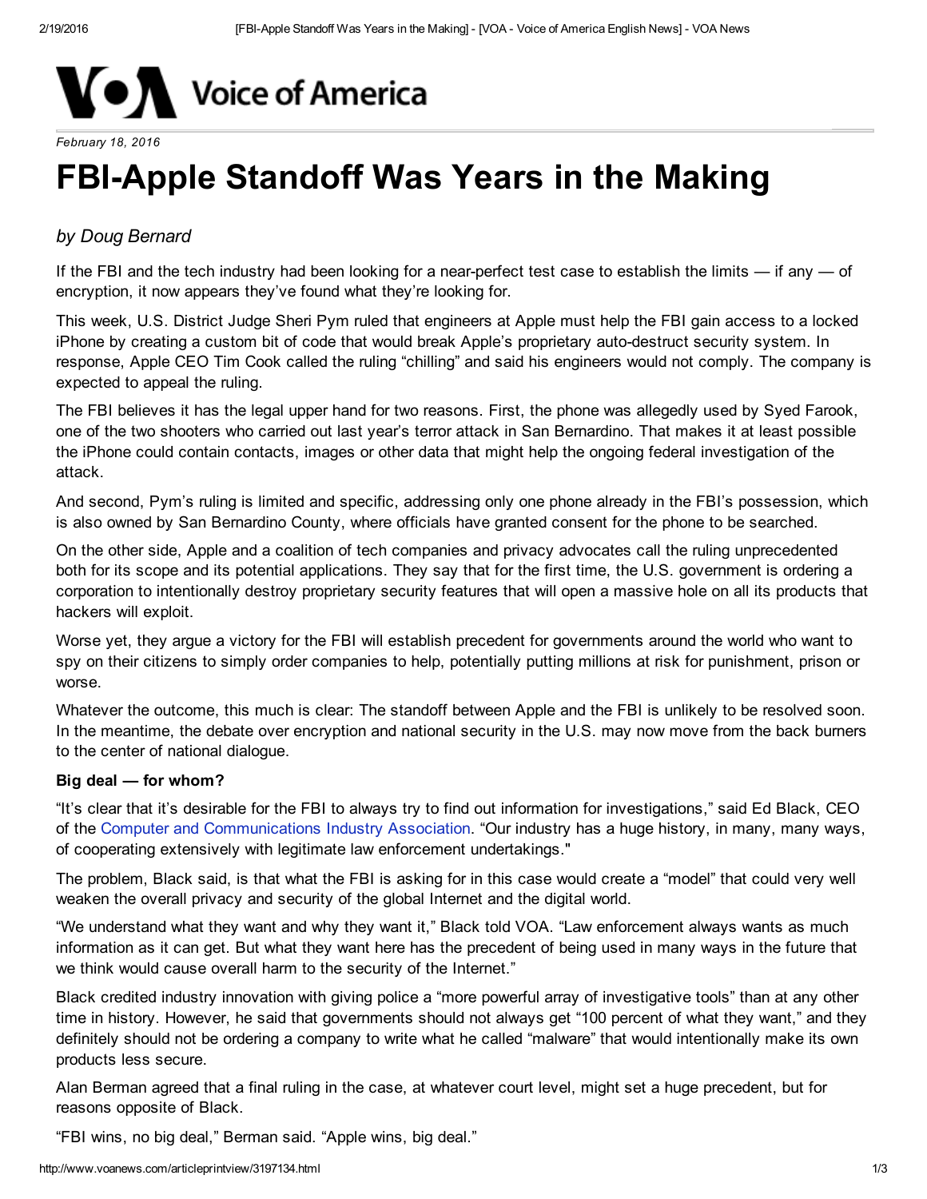Voice of America

*February 18, 2016*

# FBI-Apple Standoff Was Years in the Making

*by Doug Bernard*

If the FBI and the tech industry had been looking for a near-perfect test case to establish the limits — if any — of encryption, it now appears they've found what they're looking for.

This week, U.S. District Judge Sheri Pym ruled that engineers at Apple must help the FBI gain access to a locked iPhone by creating a custom bit of code that would break Apple's proprietary auto-destruct security system. In response, Apple CEO Tim Cook called the ruling "chilling" and said his engineers would not comply. The company is expected to appeal the ruling.

The FBI believes it has the legal upper hand for two reasons. First, the phone was allegedly used by Syed Farook, one of the two shooters who carried out last year's terror attack in San Bernardino. That makes it at least possible the iPhone could contain contacts, images or other data that might help the ongoing federal investigation of the attack.

And second, Pym's ruling is limited and specific, addressing only one phone already in the FBI's possession, which is also owned by San Bernardino County, where officials have granted consent for the phone to be searched.

On the other side, Apple and a coalition of tech companies and privacy advocates call the ruling unprecedented both for its scope and its potential applications. They say that for the first time, the U.S. government is ordering a corporation to intentionally destroy proprietary security features that will open a massive hole on all its products that hackers will exploit.

Worse yet, they argue a victory for the FBI will establish precedent for governments around the world who want to spy on their citizens to simply order companies to help, potentially putting millions at risk for punishment, prison or worse.

Whatever the outcome, this much is clear: The standoff between Apple and the FBI is unlikely to be resolved soon. In the meantime, the debate over encryption and national security in the U.S. may now move from the back burners to the center of national dialogue.

**Big deal — for whom?**

"It's clear that it's desirable for the FBI to always try to find out information for investigations," said Ed Black, CEO of the Computer and Communications Industry Association. "Our industry has a huge history, in many, many ways, of cooperating extensively with legitimate law enforcement undertakings."

The problem, Black said, is that what the FBI is asking for in this case would create a "model" that could very well weaken the overall privacy and security of the global Internet and the digital world.

"We understand what they want and why they want it," Black told VOA. "Law enforcement always wants as much information as it can get. But what they want here has the precedent of being used in many ways in the future that we think would cause overall harm to the security of the Internet."

Black credited industry innovation with giving police a "more powerful array of investigative tools" than at any other time in history. However, he said that governments should not always get "100 percent of what they want," and they definitely should not be ordering a company to write what he called "malware" that would intentionally make its own products less secure.

Alan Berman agreed that a final ruling in the case, at whatever court level, might set a huge precedent, but for reasons opposite of Black.

"FBI wins, no big deal," Berman said. "Apple wins, big deal."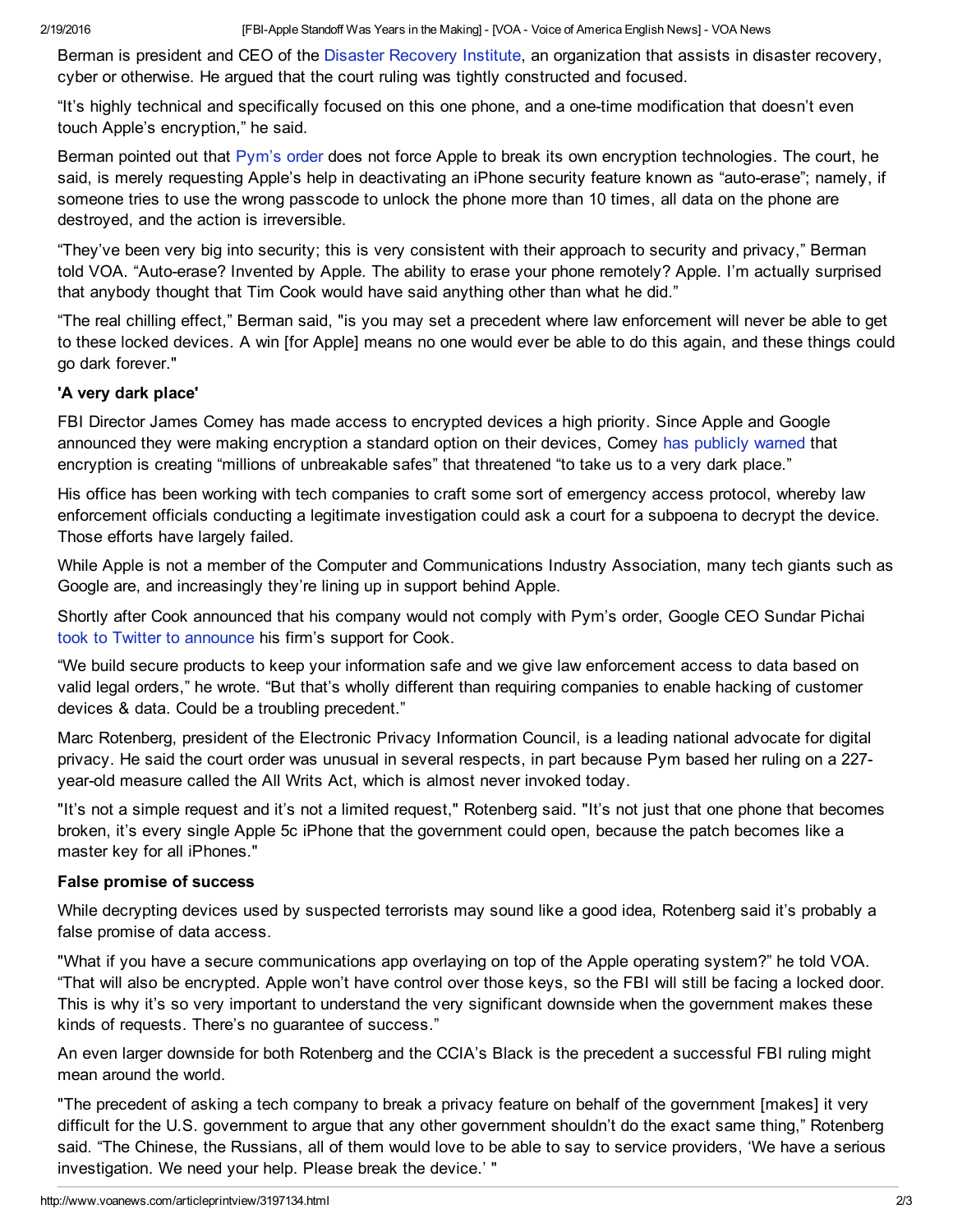Berman is president and CEO of the Disaster Recovery Institute, an organization that assists in disaster recovery, cyber or otherwise. He argued that the court ruling was tightly constructed and focused.

“It’s highly technical and specifically focused on this one phone, and a one-time modification that doesn’t even touch Apple’s encryption,” he said.

Berman pointed out that Pym’s order does not force Apple to break its own encryption technologies. The court, he said, is merely requesting Apple’s help in deactivating an iPhone security feature known as “auto-erase”; namely, if someone tries to use the wrong passcode to unlock the phone more than 10 times, all data on the phone are destroyed, and the action is irreversible.

“They’ve been very big into security; this is very consistent with their approach to security and privacy,” Berman told VOA. “Auto-erase? Invented by Apple. The ability to erase your phone remotely? Apple. I’m actually surprised that anybody thought that Tim Cook would have said anything other than what he did.”

“The real chilling effect,” Berman said, "is you may set a precedent where law enforcement will never be able to get to these locked devices. A win [for Apple] means no one would ever be able to do this again, and these things could go dark forever."

### 'A very dark place'

FBI Director James Comey has made access to encrypted devices a high priority. Since Apple and Google announced they were making encryption a standard option on their devices, Comey has publicly warned that encryption is creating “millions of unbreakable safes” that threatened “to take us to a very dark place.”

His office has been working with tech companies to craft some sort of emergency access protocol, whereby law enforcement officials conducting a legitimate investigation could ask a court for a subpoena to decrypt the device. Those efforts have largely failed.

While Apple is not a member of the Computer and Communications Industry Association, many tech giants such as Google are, and increasingly they’re lining up in support behind Apple.

Shortly after Cook announced that his company would not comply with Pym’s order, Google CEO Sundar Pichai took to Twitter to announce his firm’s support for Cook.

“We build secure products to keep your information safe and we give law enforcement access to data based on valid legal orders,” he wrote. “But that’s wholly different than requiring companies to enable hacking of customer devices & data. Could be a troubling precedent.”

Marc Rotenberg, president of the Electronic Privacy Information Council, is a leading national advocate for digital privacy. He said the court order was unusual in several respects, in part because Pym based her ruling on a 227-year-old measure called the All Writs Act, which is almost never invoked today.

"It’s not a simple request and it’s not a limited request," Rotenberg said. "It’s not just that one phone that becomes broken, it’s every single Apple 5c iPhone that the government could open, because the patch becomes like a master key for all iPhones."

### False promise of success

While decrypting devices used by suspected terrorists may sound like a good idea, Rotenberg said it’s probably a false promise of data access.

"What if you have a secure communications app overlaying on top of the Apple operating system?" he told VOA. “That will also be encrypted. Apple won’t have control over those keys, so the FBI will still be facing a locked door. This is why it’s so very important to understand the very significant downside when the government makes these kinds of requests. There’s no guarantee of success.”

An even larger downside for both Rotenberg and the CCIA’s Black is the precedent a successful FBI ruling might mean around the world.

"The precedent of asking a tech company to break a privacy feature on behalf of the government [makes] it very difficult for the U.S. government to argue that any other government shouldn’t do the exact same thing,” Rotenberg said. “The Chinese, the Russians, all of them would love to be able to say to service providers, ‘We have a serious investigation. We need your help. Please break the device.’ "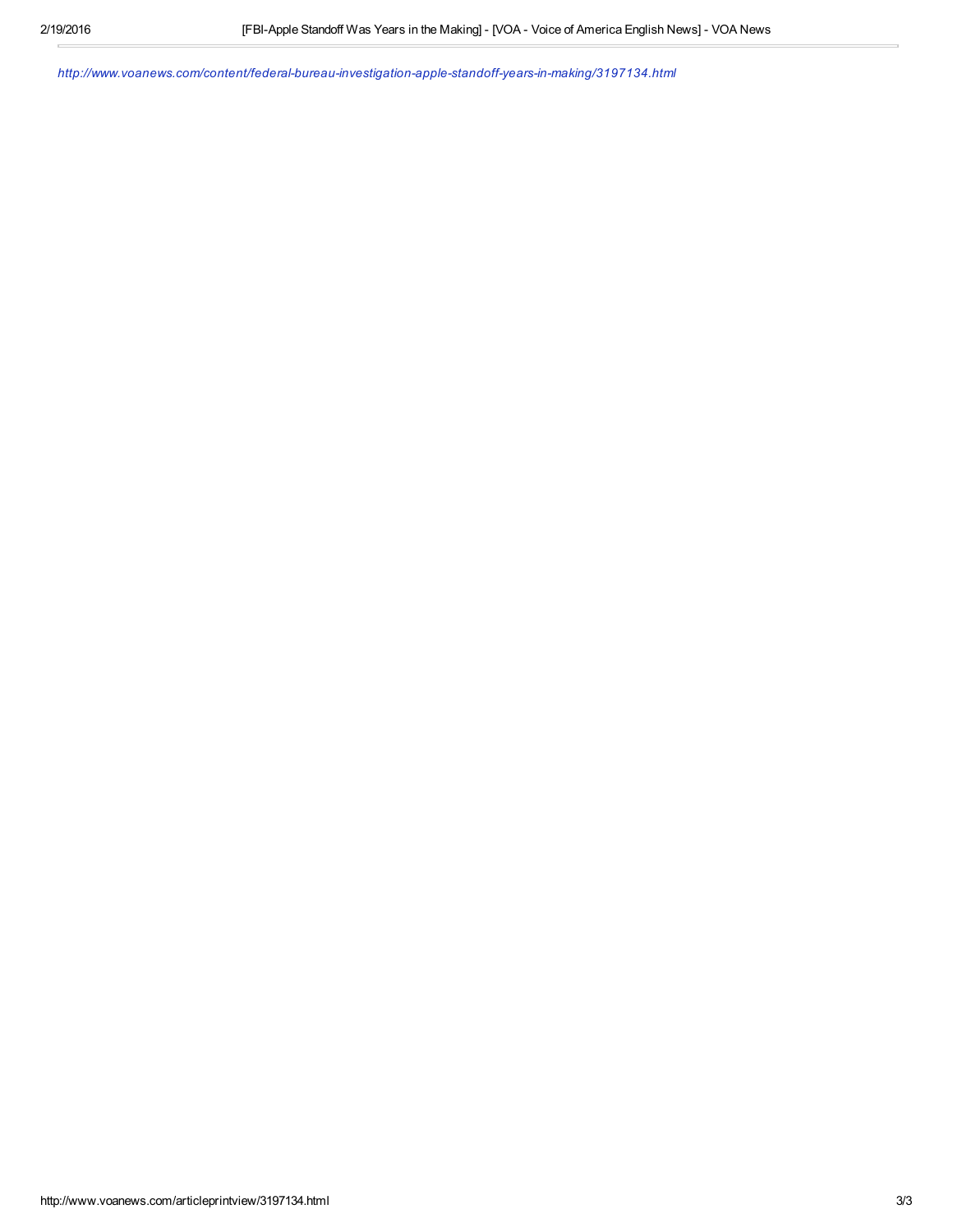*http://www.voanews.com/content/federal-bureau-investigation-apple-standoff-years-in-making/3197134.html*